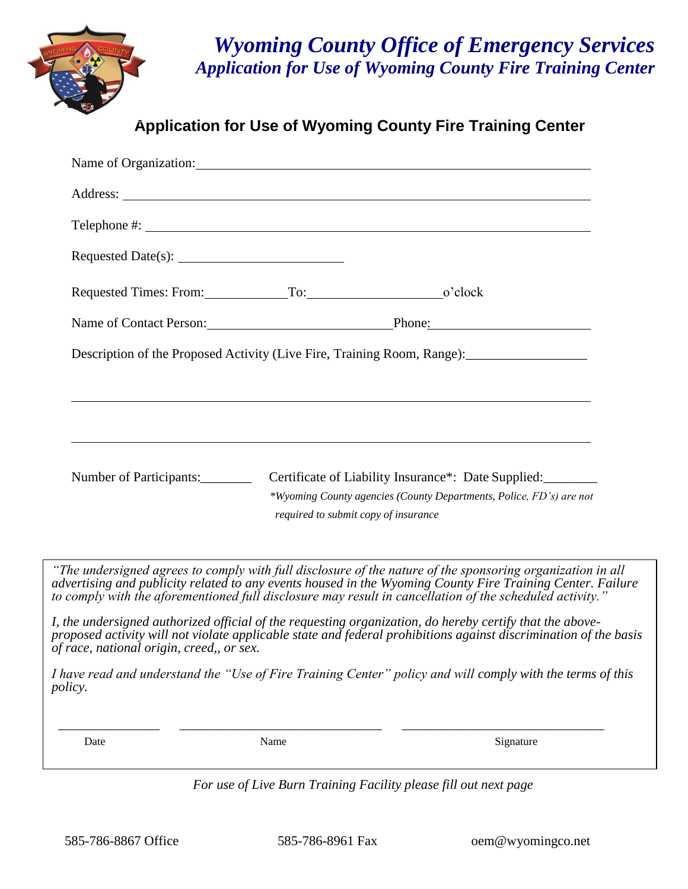# *Wyoming County Office of Emergency Services*
## *Application for Use of Wyoming County Fire Training Center*

## Application for Use of Wyoming County Fire Training Center

Name of Organization: ______________________________________________

Address: ______________________________________________

Telephone #: ______________________________________________

Requested Date(s): ____________________

Requested Times: From: __________ To: ______________ o'clock

Name of Contact Person: ____________________ Phone: __________________

Description of the Proposed Activity (Live Fire, Training Room, Range): ______________

______________________________________________

______________________________________________

Number of Participants: _______ Certificate of Liability Insurance*: Date Supplied: ________

*\*Wyoming County agencies (County Departments, Police, FD's) are not required to submit copy of insurance*

*"The undersigned agrees to comply with full disclosure of the nature of the sponsoring organization in all advertising and publicity related to any events housed in the Wyoming County Fire Training Center. Failure to comply with the aforementioned full disclosure may result in cancellation of the scheduled activity."*

*I, the undersigned authorized official of the requesting organization, do hereby certify that the above-proposed activity will not violate applicable state and federal prohibitions against discrimination of the basis of race, national origin, creed,, or sex.*

*I have read and understand the "Use of Fire Training Center" policy and will comply with the terms of this policy.*

______________ ____________________________ ____________________________

Date Name Signature

*For use of Live Burn Training Facility please fill out next page*

585-786-8867 Office 585-786-8961 Fax oem@wyomingco.net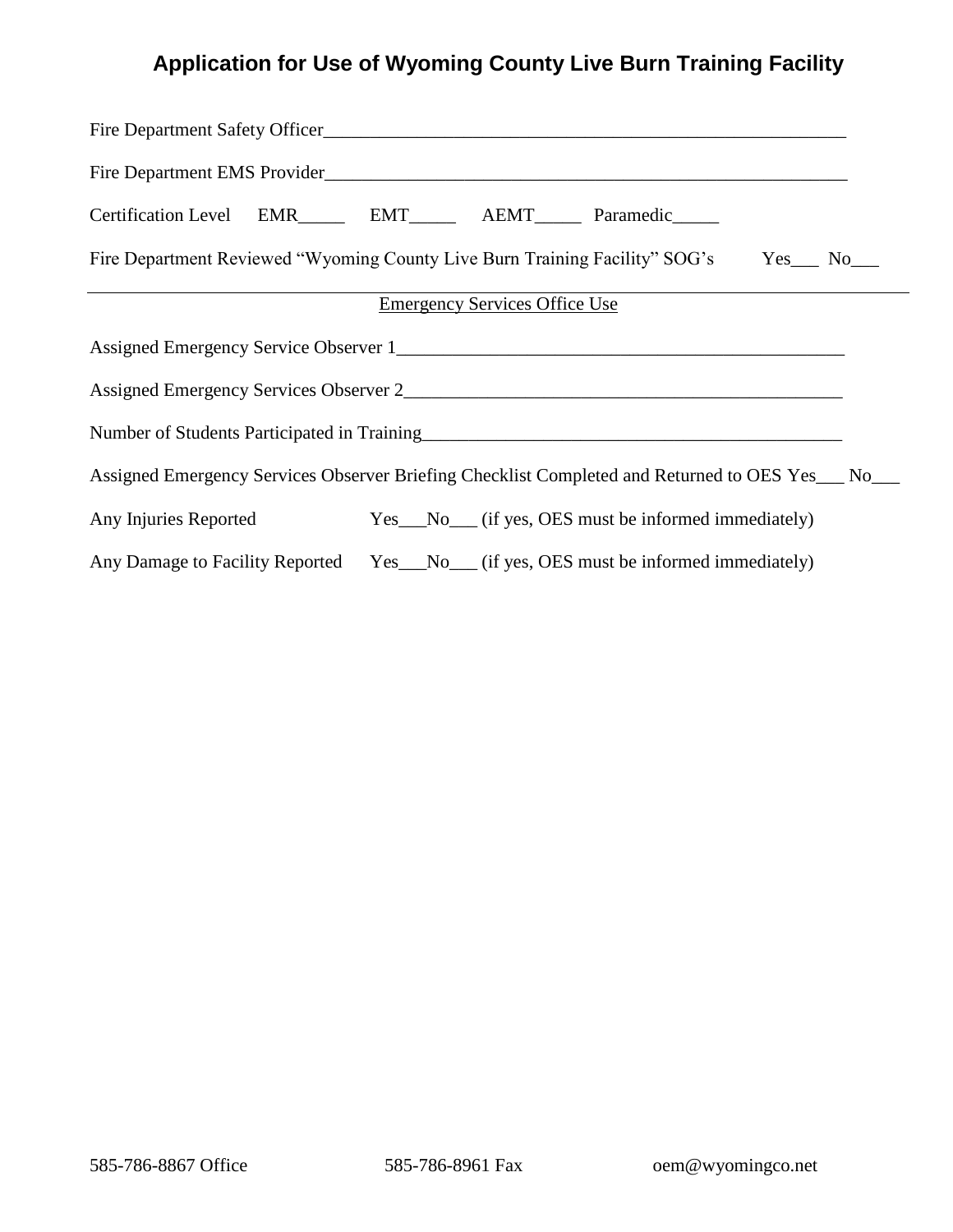# Application for Use of Wyoming County Live Burn Training Facility

Fire Department Safety Officer___________________________________________________________

Fire Department EMS Provider___________________________________________________________

Certification Level EMR_____ EMT_____ AEMT_____ Paramedic_____

Fire Department Reviewed "Wyoming County Live Burn Training Facility" SOG's Yes___ No___

---

<u>Emergency Services Office Use</u>

Assigned Emergency Service Observer 1_________________________________________________

Assigned Emergency Services Observer 2________________________________________________

Number of Students Participated in Training_____________________________________________

Assigned Emergency Services Observer Briefing Checklist Completed and Returned to OES Yes___ No___

Any Injuries Reported Yes___No___ (if yes, OES must be informed immediately)

Any Damage to Facility Reported Yes___No___ (if yes, OES must be informed immediately)

585-786-8867 Office 585-786-8961 Fax oem@wyomingco.net